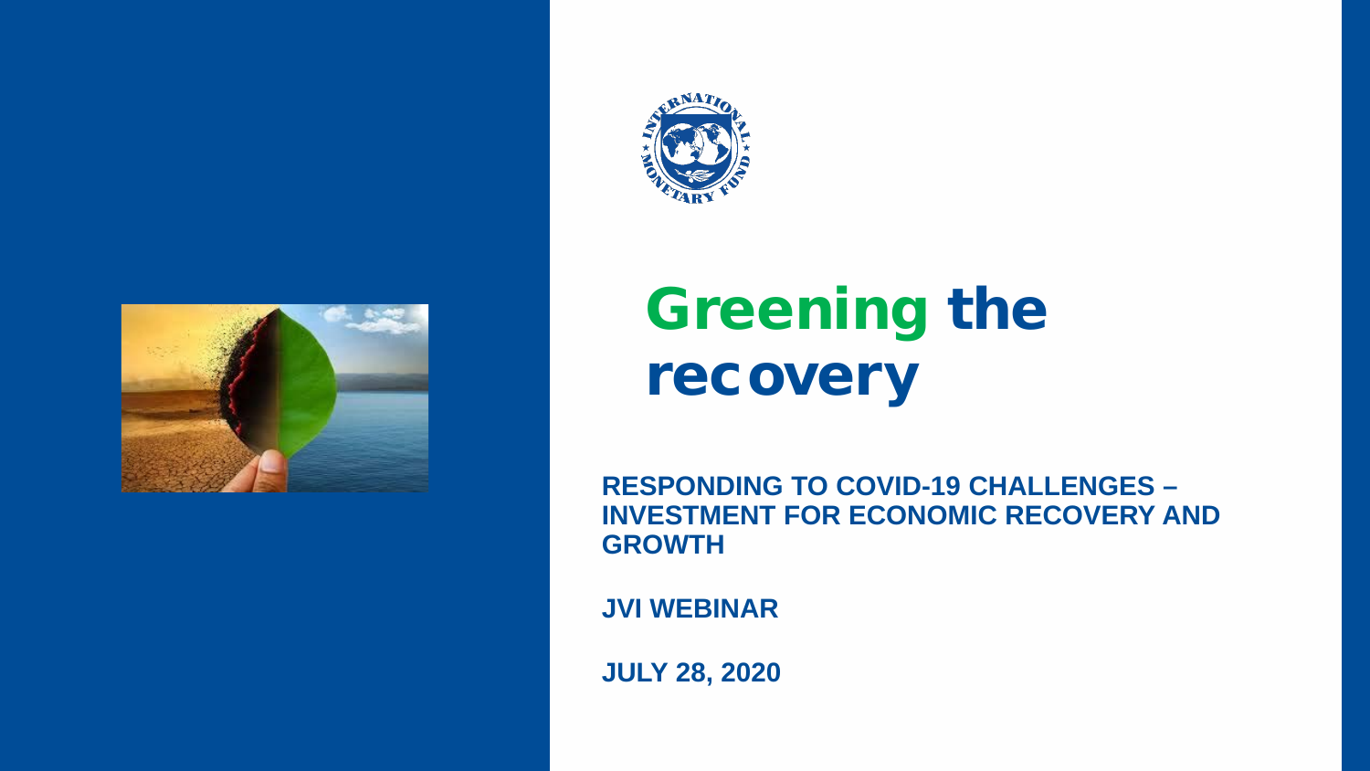# Greening the recovery

**RESPONDING TO COVID-19 CHALLENGES – INVESTMENT FOR ECONOMIC RECOVERY AND GROWTH**

**JVI WEBINAR**

**JULY 28, 2020**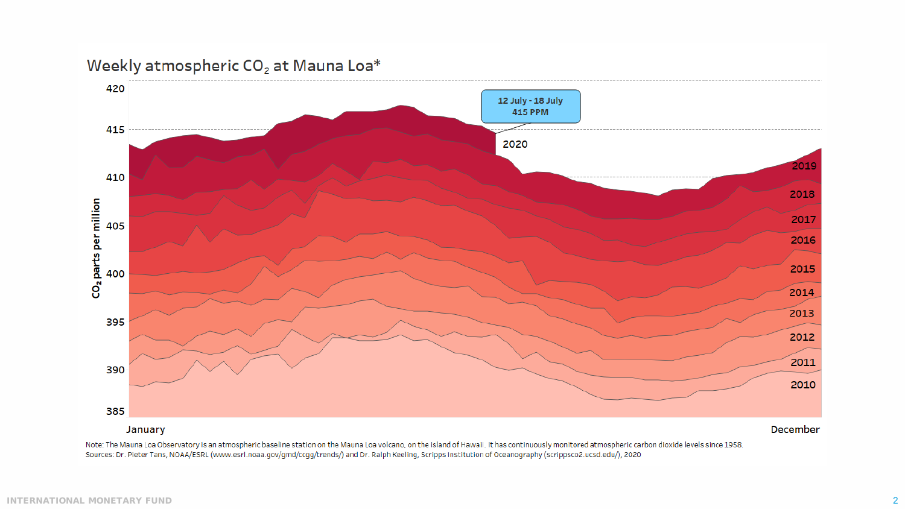## Weekly atmospheric $CO_2$ at Mauna Loa*

12 July - 18 July
415 PPM

2020

2019

2018

2017

2016

2015

2014

2013

2012

2011

2010

$CO_2$ parts per million

420

415

410

405

400

395

390

385

January

December

Note: The Mauna Loa Observatory is an atmospheric baseline station on the Mauna Loa volcano, on the island of Hawaii. It has continuously monitored atmospheric carbon dioxide levels since 1958.
Sources: Dr. Pieter Tans, NOAA/ESRL (www.esrl.noaa.gov/gmd/ccgg/trends/) and Dr. Ralph Keeling, Scripps Institution of Oceanography (scrippsco2.ucsd.edu/), 2020

INTERNATIONAL MONETARY FUND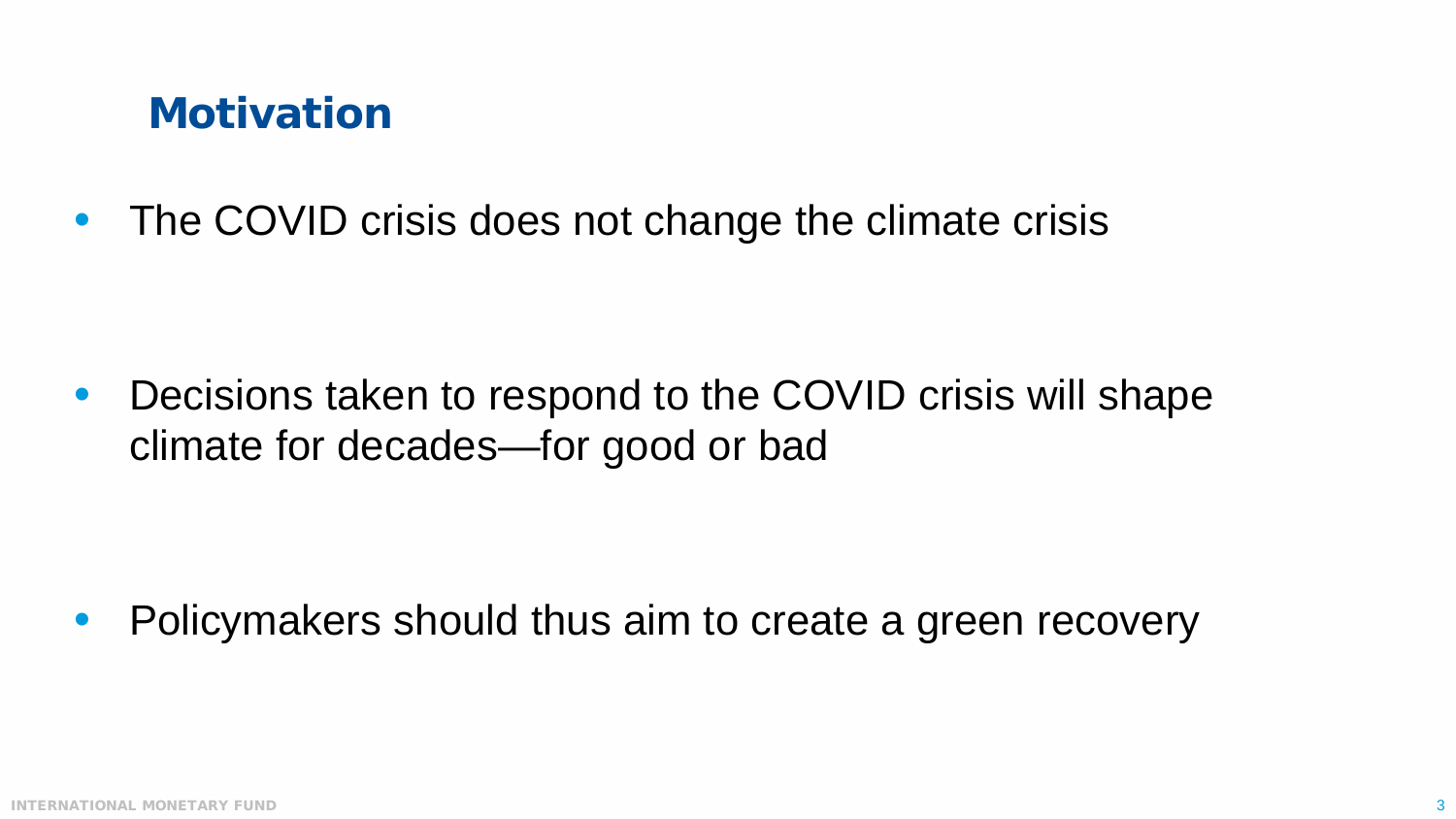## Motivation

- The COVID crisis does not change the climate crisis

- Decisions taken to respond to the COVID crisis will shape climate for decades—for good or bad

- Policymakers should thus aim to create a green recovery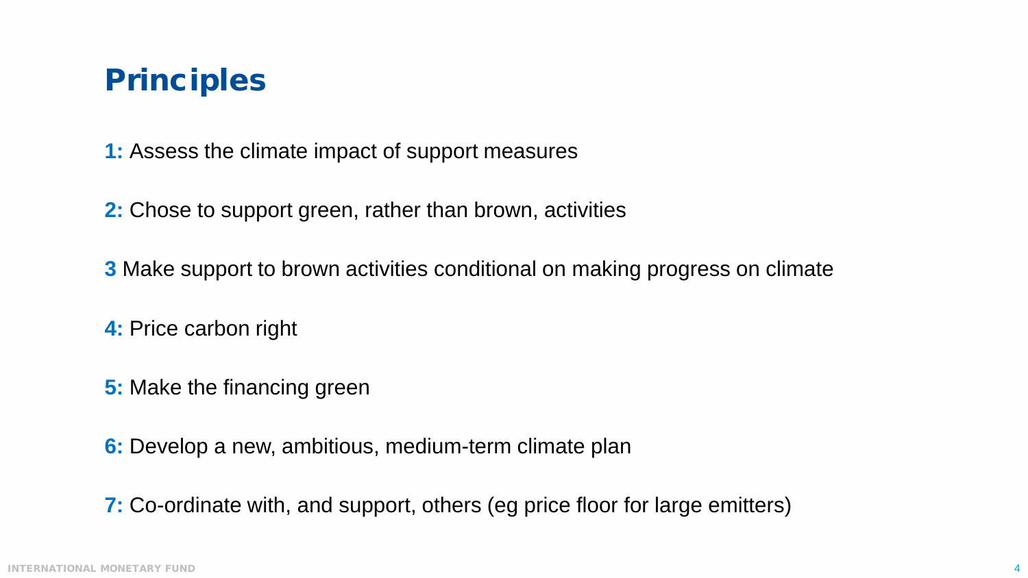## Principles

**1:** Assess the climate impact of support measures

**2:** Chose to support green, rather than brown, activities

**3** Make support to brown activities conditional on making progress on climate

**4:** Price carbon right

**5:** Make the financing green

**6:** Develop a new, ambitious, medium-term climate plan

**7:** Co-ordinate with, and support, others (eg price floor for large emitters)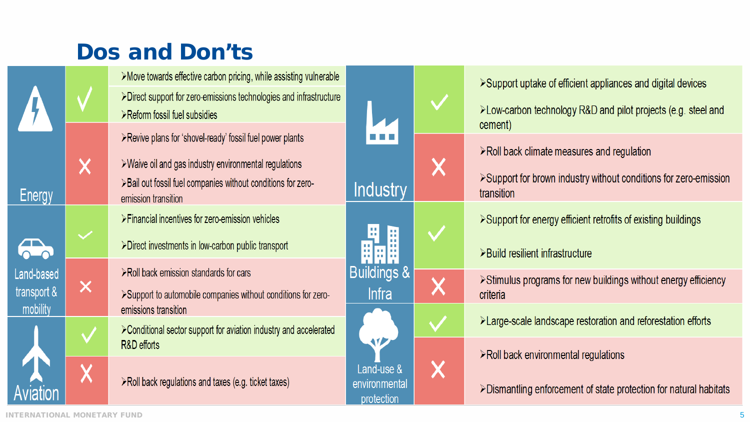## Dos and Don'ts

| Sector | | Measures |
|---|---|---|
| Energy | ✓ | ➢Move towards effective carbon pricing, while assisting vulnerable<br>➢Direct support for zero-emissions technologies and infrastructure<br>➢Reform fossil fuel subsidies |
| | ✗ | ➢Revive plans for 'shovel-ready' fossil fuel power plants<br>➢Waive oil and gas industry environmental regulations<br>➢Bail out fossil fuel companies without conditions for zero-emission transition |
| Land-based transport & mobility | ✓ | ➢Financial incentives for zero-emission vehicles<br>➢Direct investments in low-carbon public transport |
| | ✗ | ➢Roll back emission standards for cars<br>➢Support to automobile companies without conditions for zero-emissions transition |
| Aviation | ✓ | ➢Conditional sector support for aviation industry and accelerated R&D efforts |
| | ✗ | ➢Roll back regulations and taxes (e.g. ticket taxes) |
| Industry | ✓ | ➢Support uptake of efficient appliances and digital devices<br>➢Low-carbon technology R&D and pilot projects (e.g. steel and cement) |
| | ✗ | ➢Roll back climate measures and regulation<br>➢Support for brown industry without conditions for zero-emission transition |
| Buildings & Infra | ✓ | ➢Support for energy efficient retrofits of existing buildings<br>➢Build resilient infrastructure |
| | ✗ | ➢Stimulus programs for new buildings without energy efficiency criteria |
| Land-use & environmental protection | ✓ | ➢Large-scale landscape restoration and reforestation efforts |
| | ✗ | ➢Roll back environmental regulations<br>➢Dismantling enforcement of state protection for natural habitats |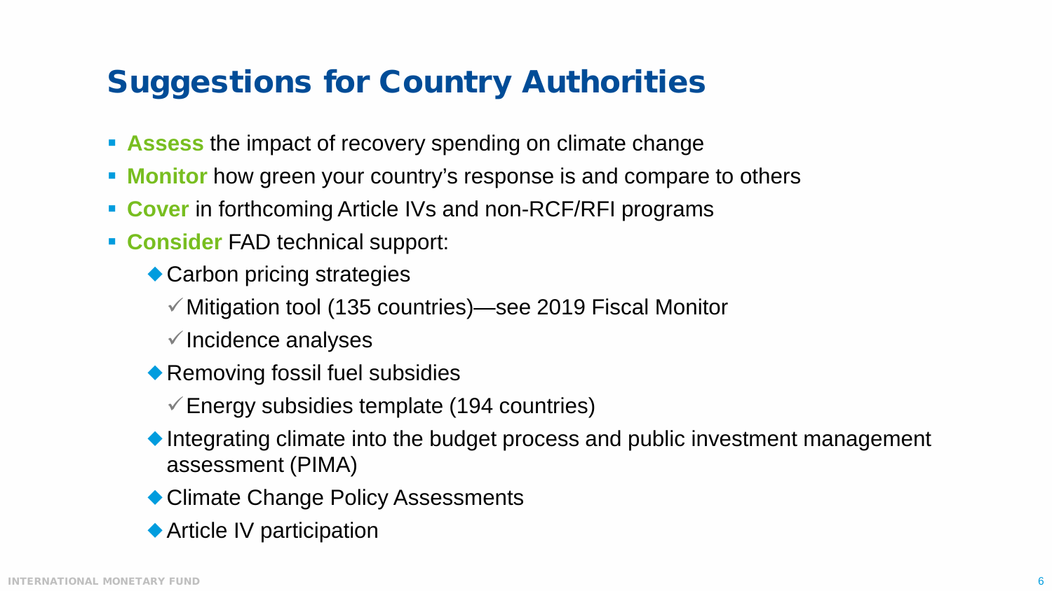# Suggestions for Country Authorities

- **Assess** the impact of recovery spending on climate change
- **Monitor** how green your country's response is and compare to others
- **Cover** in forthcoming Article IVs and non-RCF/RFI programs
- **Consider** FAD technical support:
  - Carbon pricing strategies
    - ✓ Mitigation tool (135 countries)—see 2019 Fiscal Monitor
    - ✓ Incidence analyses
  - Removing fossil fuel subsidies
    - ✓ Energy subsidies template (194 countries)
  - Integrating climate into the budget process and public investment management assessment (PIMA)
  - Climate Change Policy Assessments
  - Article IV participation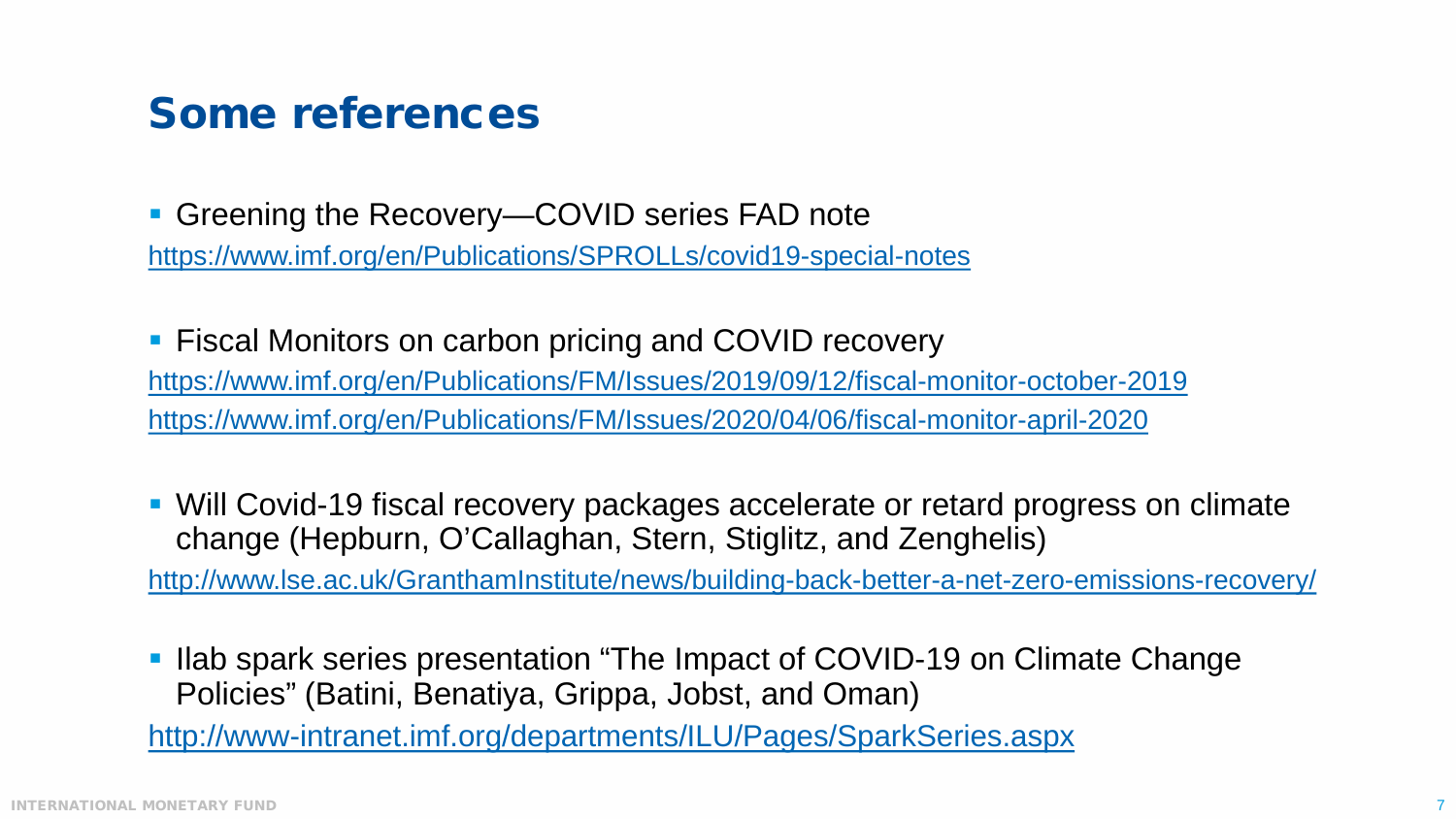# Some references

- Greening the Recovery—COVID series FAD note

https://www.imf.org/en/Publications/SPROLLs/covid19-special-notes

- Fiscal Monitors on carbon pricing and COVID recovery

https://www.imf.org/en/Publications/FM/Issues/2019/09/12/fiscal-monitor-october-2019
https://www.imf.org/en/Publications/FM/Issues/2020/04/06/fiscal-monitor-april-2020

- Will Covid-19 fiscal recovery packages accelerate or retard progress on climate change (Hepburn, O'Callaghan, Stern, Stiglitz, and Zenghelis)

http://www.lse.ac.uk/GranthamInstitute/news/building-back-better-a-net-zero-emissions-recovery/

- Ilab spark series presentation "The Impact of COVID-19 on Climate Change Policies" (Batini, Benatiya, Grippa, Jobst, and Oman)

http://www-intranet.imf.org/departments/ILU/Pages/SparkSeries.aspx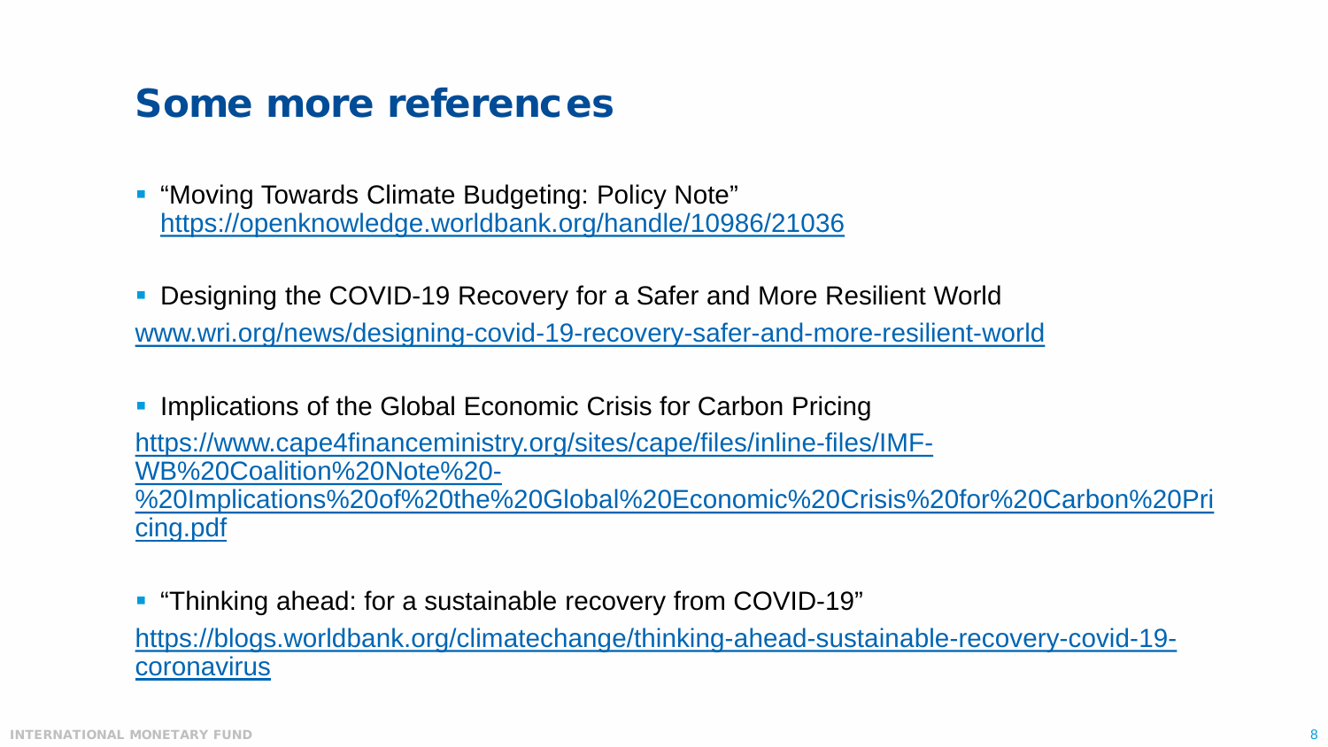# Some more references

- "Moving Towards Climate Budgeting: Policy Note" https://openknowledge.worldbank.org/handle/10986/21036

- Designing the COVID-19 Recovery for a Safer and More Resilient World
www.wri.org/news/designing-covid-19-recovery-safer-and-more-resilient-world

- Implications of the Global Economic Crisis for Carbon Pricing
https://www.cape4financeministry.org/sites/cape/files/inline-files/IMF-WB%20Coalition%20Note%20-%20Implications%20of%20the%20Global%20Economic%20Crisis%20for%20Carbon%20Pricing.pdf

- "Thinking ahead: for a sustainable recovery from COVID-19"
https://blogs.worldbank.org/climatechange/thinking-ahead-sustainable-recovery-covid-19-coronavirus